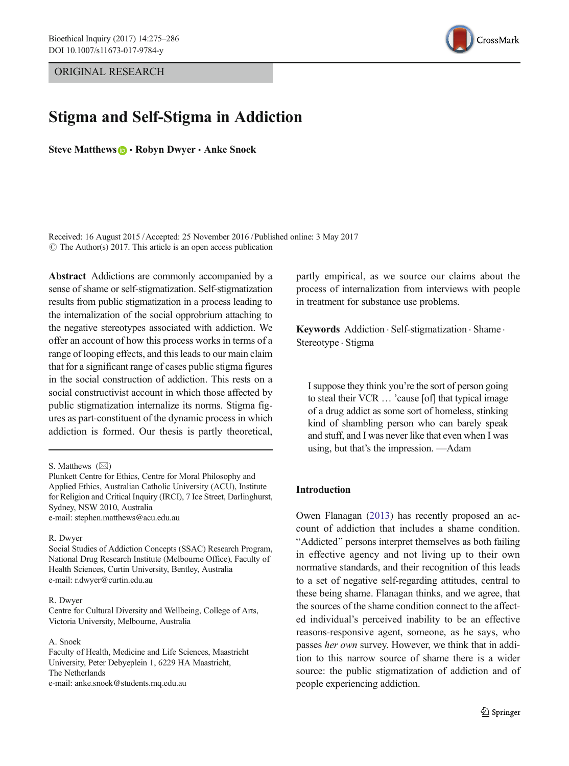ORIGINAL RESEARCH

# Stigma and Self-Stigma in Addiction

**Steve Matthews · Robyn Dwyer · Anke Snoek**

Received: 16 August 2015 / Accepted: 25 November 2016 / Published online: 3 May 2017
© The Author(s) 2017. This article is an open access publication

**Abstract** Addictions are commonly accompanied by a sense of shame or self-stigmatization. Self-stigmatization results from public stigmatization in a process leading to the internalization of the social opprobrium attaching to the negative stereotypes associated with addiction. We offer an account of how this process works in terms of a range of looping effects, and this leads to our main claim that for a significant range of cases public stigma figures in the social construction of addiction. This rests on a social constructivist account in which those affected by public stigmatization internalize its norms. Stigma figures as part-constituent of the dynamic process in which addiction is formed. Our thesis is partly theoretical, partly empirical, as we source our claims about the process of internalization from interviews with people in treatment for substance use problems.

**Keywords** Addiction · Self-stigmatization · Shame · Stereotype · Stigma

S. Matthews (✉)
Plunkett Centre for Ethics, Centre for Moral Philosophy and Applied Ethics, Australian Catholic University (ACU), Institute for Religion and Critical Inquiry (IRCI), 7 Ice Street, Darlinghurst, Sydney, NSW 2010, Australia
e-mail: stephen.matthews@acu.edu.au

R. Dwyer
Social Studies of Addiction Concepts (SSAC) Research Program, National Drug Research Institute (Melbourne Office), Faculty of Health Sciences, Curtin University, Bentley, Australia
e-mail: r.dwyer@curtin.edu.au

R. Dwyer
Centre for Cultural Diversity and Wellbeing, College of Arts, Victoria University, Melbourne, Australia

A. Snoek
Faculty of Health, Medicine and Life Sciences, Maastricht University, Peter Debyeplein 1, 6229 HA Maastricht, The Netherlands
e-mail: anke.snoek@students.mq.edu.au

> I suppose they think you're the sort of person going to steal their VCR … 'cause [of] that typical image of a drug addict as some sort of homeless, stinking kind of shambling person who can barely speak and stuff, and I was never like that even when I was using, but that's the impression. —Adam

## Introduction

Owen Flanagan (2013) has recently proposed an account of addiction that includes a shame condition. "Addicted" persons interpret themselves as both failing in effective agency and not living up to their own normative standards, and their recognition of this leads to a set of negative self-regarding attitudes, central to these being shame. Flanagan thinks, and we agree, that the sources of the shame condition connect to the affected individual's perceived inability to be an effective reasons-responsive agent, someone, as he says, who passes *her own* survey. However, we think that in addition to this narrow source of shame there is a wider source: the public stigmatization of addiction and of people experiencing addiction.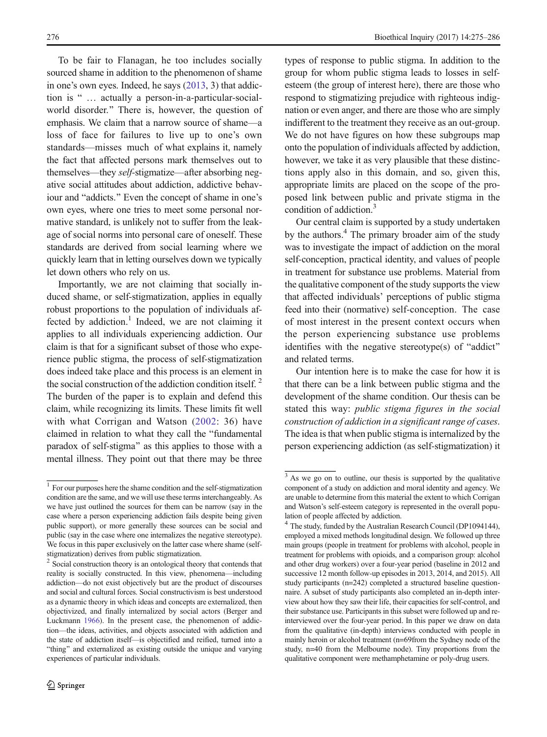To be fair to Flanagan, he too includes socially sourced shame in addition to the phenomenon of shame in one's own eyes. Indeed, he says (2013, 3) that addiction is " … actually a person-in-a-particular-social-world disorder." There is, however, the question of emphasis. We claim that a narrow source of shame—a loss of face for failures to live up to one's own standards—misses much of what explains it, namely the fact that affected persons mark themselves out to themselves—they *self*-stigmatize—after absorbing negative social attitudes about addiction, addictive behaviour and "addicts." Even the concept of shame in one's own eyes, where one tries to meet some personal normative standard, is unlikely not to suffer from the leakage of social norms into personal care of oneself. These standards are derived from social learning where we quickly learn that in letting ourselves down we typically let down others who rely on us.

Importantly, we are not claiming that socially induced shame, or self-stigmatization, applies in equally robust proportions to the population of individuals affected by addiction.[1] Indeed, we are not claiming it applies to all individuals experiencing addiction. Our claim is that for a significant subset of those who experience public stigma, the process of self-stigmatization does indeed take place and this process is an element in the social construction of the addiction condition itself.[2] The burden of the paper is to explain and defend this claim, while recognizing its limits. These limits fit well with what Corrigan and Watson (2002: 36) have claimed in relation to what they call the "fundamental paradox of self-stigma" as this applies to those with a mental illness. They point out that there may be three types of response to public stigma. In addition to the group for whom public stigma leads to losses in self-esteem (the group of interest here), there are those who respond to stigmatizing prejudice with righteous indignation or even anger, and there are those who are simply indifferent to the treatment they receive as an out-group. We do not have figures on how these subgroups map onto the population of individuals affected by addiction, however, we take it as very plausible that these distinctions apply also in this domain, and so, given this, appropriate limits are placed on the scope of the proposed link between public and private stigma in the condition of addiction.[3]

Our central claim is supported by a study undertaken by the authors.[4] The primary broader aim of the study was to investigate the impact of addiction on the moral self-conception, practical identity, and values of people in treatment for substance use problems. Material from the qualitative component of the study supports the view that affected individuals' perceptions of public stigma feed into their (normative) self-conception. The case of most interest in the present context occurs when the person experiencing substance use problems identifies with the negative stereotype(s) of "addict" and related terms.

Our intention here is to make the case for how it is that there can be a link between public stigma and the development of the shame condition. Our thesis can be stated this way: *public stigma figures in the social construction of addiction in a significant range of cases*. The idea is that when public stigma is internalized by the person experiencing addiction (as self-stigmatization) it

---

[1] For our purposes here the shame condition and the self-stigmatization condition are the same, and we will use these terms interchangeably. As we have just outlined the sources for them can be narrow (say in the case where a person experiencing addiction fails despite being given public support), or more generally these sources can be social and public (say in the case where one internalizes the negative stereotype). We focus in this paper exclusively on the latter case where shame (self-stigmatization) derives from public stigmatization.

[2] Social construction theory is an ontological theory that contends that reality is socially constructed. In this view, phenomena—including addiction—do not exist objectively but are the product of discourses and social and cultural forces. Social constructivism is best understood as a dynamic theory in which ideas and concepts are externalized, then objectivized, and finally internalized by social actors (Berger and Luckmann 1966). In the present case, the phenomenon of addiction—the ideas, activities, and objects associated with addiction and the state of addiction itself—is objectified and reified, turned into a "thing" and externalized as existing outside the unique and varying experiences of particular individuals.

[3] As we go on to outline, our thesis is supported by the qualitative component of a study on addiction and moral identity and agency. We are unable to determine from this material the extent to which Corrigan and Watson's self-esteem category is represented in the overall population of people affected by addiction.

[4] The study, funded by the Australian Research Council (DP1094144), employed a mixed methods longitudinal design. We followed up three main groups (people in treatment for problems with alcohol, people in treatment for problems with opioids, and a comparison group: alcohol and other drug workers) over a four-year period (baseline in 2012 and successive 12 month follow-up episodes in 2013, 2014, and 2015). All study participants (n=242) completed a structured baseline questionnaire. A subset of study participants also completed an in-depth interview about how they saw their life, their capacities for self-control, and their substance use. Participants in this subset were followed up and re-interviewed over the four-year period. In this paper we draw on data from the qualitative (in-depth) interviews conducted with people in mainly heroin or alcohol treatment (n=69from the Sydney node of the study, n=40 from the Melbourne node). Tiny proportions from the qualitative component were methamphetamine or poly-drug users.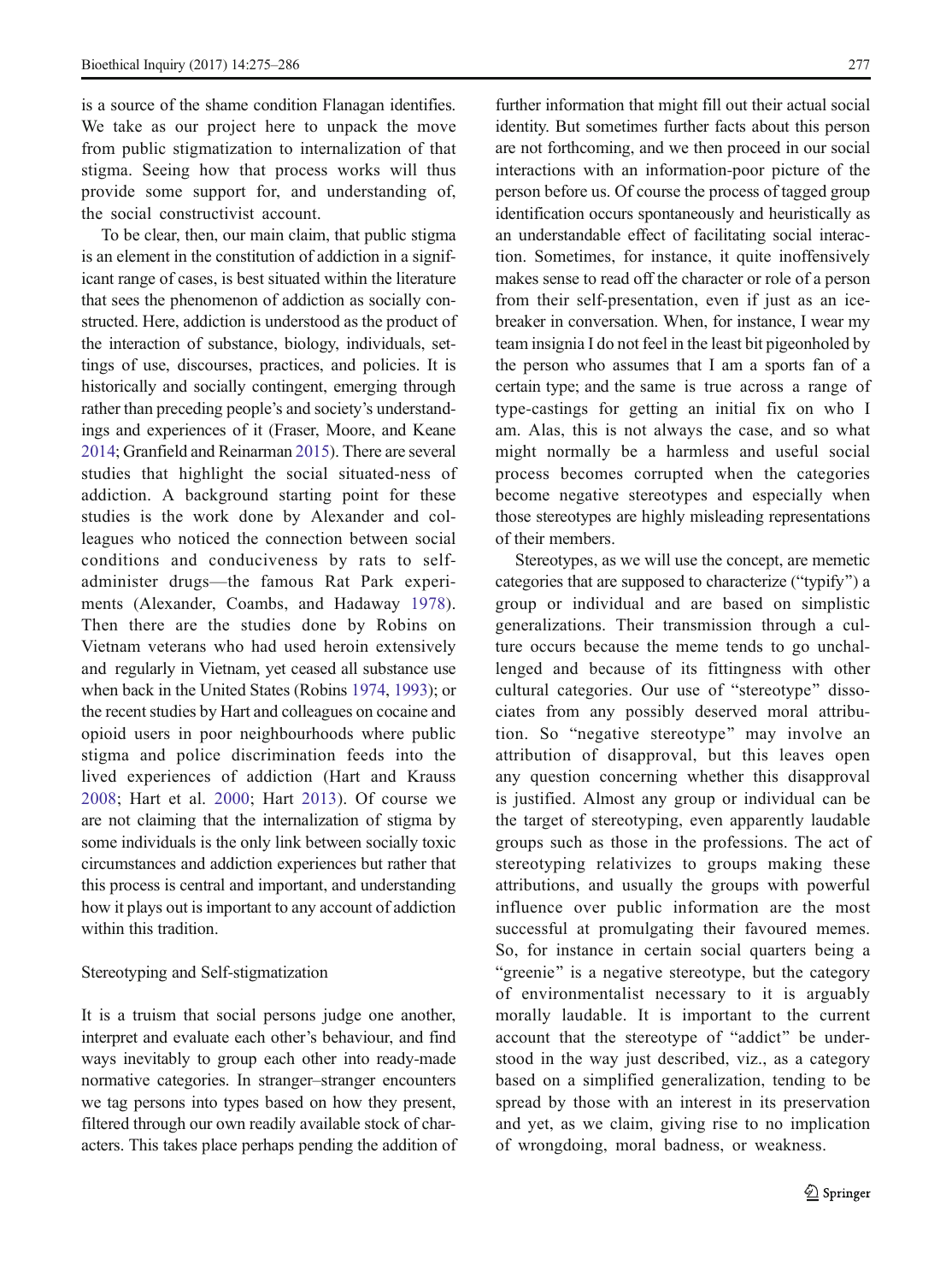is a source of the shame condition Flanagan identifies. We take as our project here to unpack the move from public stigmatization to internalization of that stigma. Seeing how that process works will thus provide some support for, and understanding of, the social constructivist account.

To be clear, then, our main claim, that public stigma is an element in the constitution of addiction in a significant range of cases, is best situated within the literature that sees the phenomenon of addiction as socially constructed. Here, addiction is understood as the product of the interaction of substance, biology, individuals, settings of use, discourses, practices, and policies. It is historically and socially contingent, emerging through rather than preceding people's and society's understandings and experiences of it (Fraser, Moore, and Keane 2014; Granfield and Reinarman 2015). There are several studies that highlight the social situated-ness of addiction. A background starting point for these studies is the work done by Alexander and colleagues who noticed the connection between social conditions and conduciveness by rats to self-administer drugs—the famous Rat Park experiments (Alexander, Coambs, and Hadaway 1978). Then there are the studies done by Robins on Vietnam veterans who had used heroin extensively and regularly in Vietnam, yet ceased all substance use when back in the United States (Robins 1974, 1993); or the recent studies by Hart and colleagues on cocaine and opioid users in poor neighbourhoods where public stigma and police discrimination feeds into the lived experiences of addiction (Hart and Krauss 2008; Hart et al. 2000; Hart 2013). Of course we are not claiming that the internalization of stigma by some individuals is the only link between socially toxic circumstances and addiction experiences but rather that this process is central and important, and understanding how it plays out is important to any account of addiction within this tradition.

## Stereotyping and Self-stigmatization

It is a truism that social persons judge one another, interpret and evaluate each other's behaviour, and find ways inevitably to group each other into ready-made normative categories. In stranger–stranger encounters we tag persons into types based on how they present, filtered through our own readily available stock of characters. This takes place perhaps pending the addition of further information that might fill out their actual social identity. But sometimes further facts about this person are not forthcoming, and we then proceed in our social interactions with an information-poor picture of the person before us. Of course the process of tagged group identification occurs spontaneously and heuristically as an understandable effect of facilitating social interaction. Sometimes, for instance, it quite inoffensively makes sense to read off the character or role of a person from their self-presentation, even if just as an icebreaker in conversation. When, for instance, I wear my team insignia I do not feel in the least bit pigeonholed by the person who assumes that I am a sports fan of a certain type; and the same is true across a range of type-castings for getting an initial fix on who I am. Alas, this is not always the case, and so what might normally be a harmless and useful social process becomes corrupted when the categories become negative stereotypes and especially when those stereotypes are highly misleading representations of their members.

Stereotypes, as we will use the concept, are memetic categories that are supposed to characterize ("typify") a group or individual and are based on simplistic generalizations. Their transmission through a culture occurs because the meme tends to go unchallenged and because of its fittingness with other cultural categories. Our use of "stereotype" dissociates from any possibly deserved moral attribution. So "negative stereotype" may involve an attribution of disapproval, but this leaves open any question concerning whether this disapproval is justified. Almost any group or individual can be the target of stereotyping, even apparently laudable groups such as those in the professions. The act of stereotyping relativizes to groups making these attributions, and usually the groups with powerful influence over public information are the most successful at promulgating their favoured memes. So, for instance in certain social quarters being a "greenie" is a negative stereotype, but the category of environmentalist necessary to it is arguably morally laudable. It is important to the current account that the stereotype of "addict" be understood in the way just described, viz., as a category based on a simplified generalization, tending to be spread by those with an interest in its preservation and yet, as we claim, giving rise to no implication of wrongdoing, moral badness, or weakness.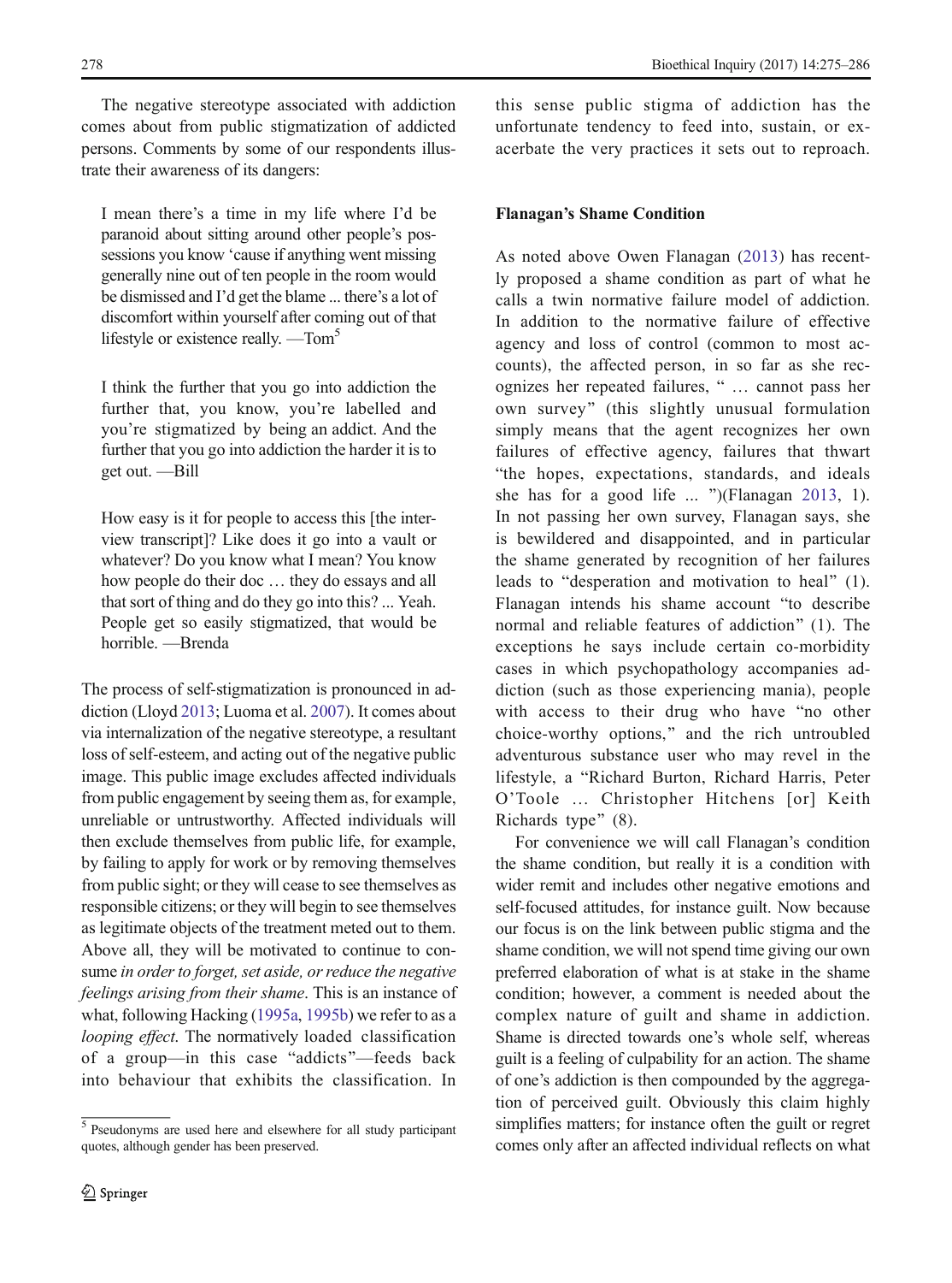The negative stereotype associated with addiction comes about from public stigmatization of addicted persons. Comments by some of our respondents illustrate their awareness of its dangers:

> I mean there's a time in my life where I'd be paranoid about sitting around other people's possessions you know 'cause if anything went missing generally nine out of ten people in the room would be dismissed and I'd get the blame ... there's a lot of discomfort within yourself after coming out of that lifestyle or existence really. —Tom[5]

> I think the further that you go into addiction the further that, you know, you're labelled and you're stigmatized by being an addict. And the further that you go into addiction the harder it is to get out. —Bill

> How easy is it for people to access this [the interview transcript]? Like does it go into a vault or whatever? Do you know what I mean? You know how people do their doc … they do essays and all that sort of thing and do they go into this? ... Yeah. People get so easily stigmatized, that would be horrible. —Brenda

The process of self-stigmatization is pronounced in addiction (Lloyd 2013; Luoma et al. 2007). It comes about via internalization of the negative stereotype, a resultant loss of self-esteem, and acting out of the negative public image. This public image excludes affected individuals from public engagement by seeing them as, for example, unreliable or untrustworthy. Affected individuals will then exclude themselves from public life, for example, by failing to apply for work or by removing themselves from public sight; or they will cease to see themselves as responsible citizens; or they will begin to see themselves as legitimate objects of the treatment meted out to them. Above all, they will be motivated to continue to consume *in order to forget, set aside, or reduce the negative feelings arising from their shame*. This is an instance of what, following Hacking (1995a, 1995b) we refer to as a *looping effect*. The normatively loaded classification of a group—in this case "addicts"—feeds back into behaviour that exhibits the classification. In this sense public stigma of addiction has the unfortunate tendency to feed into, sustain, or exacerbate the very practices it sets out to reproach.

### Flanagan's Shame Condition

As noted above Owen Flanagan (2013) has recently proposed a shame condition as part of what he calls a twin normative failure model of addiction. In addition to the normative failure of effective agency and loss of control (common to most accounts), the affected person, in so far as she recognizes her repeated failures, " … cannot pass her own survey" (this slightly unusual formulation simply means that the agent recognizes her own failures of effective agency, failures that thwart "the hopes, expectations, standards, and ideals she has for a good life ... ")(Flanagan 2013, 1). In not passing her own survey, Flanagan says, she is bewildered and disappointed, and in particular the shame generated by recognition of her failures leads to "desperation and motivation to heal" (1). Flanagan intends his shame account "to describe normal and reliable features of addiction" (1). The exceptions he says include certain co-morbidity cases in which psychopathology accompanies addiction (such as those experiencing mania), people with access to their drug who have "no other choice-worthy options," and the rich untroubled adventurous substance user who may revel in the lifestyle, a "Richard Burton, Richard Harris, Peter O'Toole … Christopher Hitchens [or] Keith Richards type" (8).

For convenience we will call Flanagan's condition the shame condition, but really it is a condition with wider remit and includes other negative emotions and self-focused attitudes, for instance guilt. Now because our focus is on the link between public stigma and the shame condition, we will not spend time giving our own preferred elaboration of what is at stake in the shame condition; however, a comment is needed about the complex nature of guilt and shame in addiction. Shame is directed towards one's whole self, whereas guilt is a feeling of culpability for an action. The shame of one's addiction is then compounded by the aggregation of perceived guilt. Obviously this claim highly simplifies matters; for instance often the guilt or regret comes only after an affected individual reflects on what

[5] Pseudonyms are used here and elsewhere for all study participant quotes, although gender has been preserved.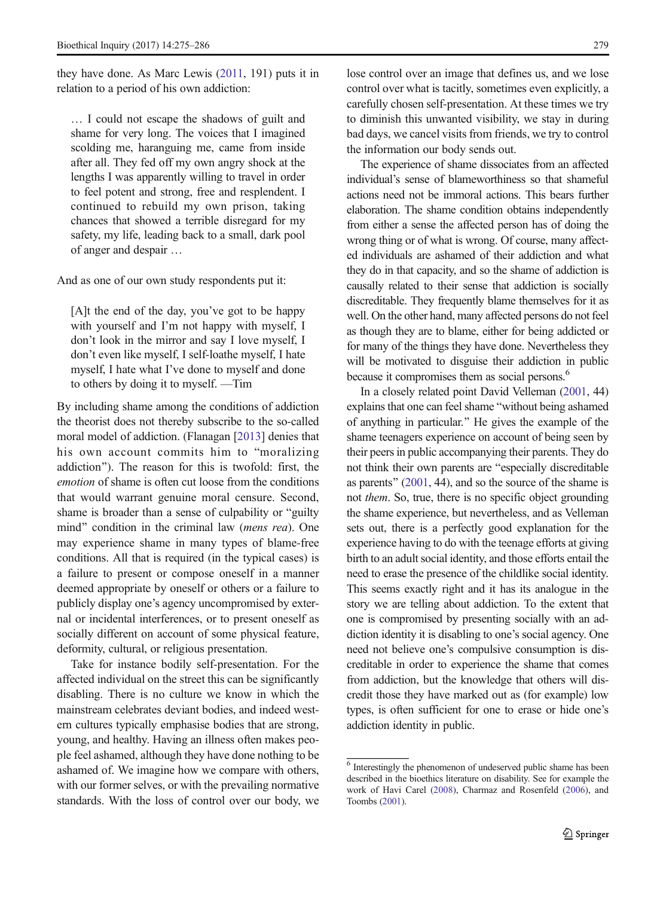they have done. As Marc Lewis (2011, 191) puts it in relation to a period of his own addiction:

> … I could not escape the shadows of guilt and shame for very long. The voices that I imagined scolding me, haranguing me, came from inside after all. They fed off my own angry shock at the lengths I was apparently willing to travel in order to feel potent and strong, free and resplendent. I continued to rebuild my own prison, taking chances that showed a terrible disregard for my safety, my life, leading back to a small, dark pool of anger and despair …

And as one of our own study respondents put it:

> [A]t the end of the day, you've got to be happy with yourself and I'm not happy with myself, I don't look in the mirror and say I love myself, I don't even like myself, I self-loathe myself, I hate myself, I hate what I've done to myself and done to others by doing it to myself. —Tim

By including shame among the conditions of addiction the theorist does not thereby subscribe to the so-called moral model of addiction. (Flanagan [2013] denies that his own account commits him to "moralizing addiction"). The reason for this is twofold: first, the *emotion* of shame is often cut loose from the conditions that would warrant genuine moral censure. Second, shame is broader than a sense of culpability or "guilty mind" condition in the criminal law (*mens rea*). One may experience shame in many types of blame-free conditions. All that is required (in the typical cases) is a failure to present or compose oneself in a manner deemed appropriate by oneself or others or a failure to publicly display one's agency uncompromised by external or incidental interferences, or to present oneself as socially different on account of some physical feature, deformity, cultural, or religious presentation.

Take for instance bodily self-presentation. For the affected individual on the street this can be significantly disabling. There is no culture we know in which the mainstream celebrates deviant bodies, and indeed western cultures typically emphasise bodies that are strong, young, and healthy. Having an illness often makes people feel ashamed, although they have done nothing to be ashamed of. We imagine how we compare with others, with our former selves, or with the prevailing normative standards. With the loss of control over our body, we lose control over an image that defines us, and we lose control over what is tacitly, sometimes even explicitly, a carefully chosen self-presentation. At these times we try to diminish this unwanted visibility, we stay in during bad days, we cancel visits from friends, we try to control the information our body sends out.

The experience of shame dissociates from an affected individual's sense of blameworthiness so that shameful actions need not be immoral actions. This bears further elaboration. The shame condition obtains independently from either a sense the affected person has of doing the wrong thing or of what is wrong. Of course, many affected individuals are ashamed of their addiction and what they do in that capacity, and so the shame of addiction is causally related to their sense that addiction is socially discreditable. They frequently blame themselves for it as well. On the other hand, many affected persons do not feel as though they are to blame, either for being addicted or for many of the things they have done. Nevertheless they will be motivated to disguise their addiction in public because it compromises them as social persons.[6]

In a closely related point David Velleman (2001, 44) explains that one can feel shame "without being ashamed of anything in particular." He gives the example of the shame teenagers experience on account of being seen by their peers in public accompanying their parents. They do not think their own parents are "especially discreditable as parents" (2001, 44), and so the source of the shame is not *them*. So, true, there is no specific object grounding the shame experience, but nevertheless, and as Velleman sets out, there is a perfectly good explanation for the experience having to do with the teenage efforts at giving birth to an adult social identity, and those efforts entail the need to erase the presence of the childlike social identity. This seems exactly right and it has its analogue in the story we are telling about addiction. To the extent that one is compromised by presenting socially with an addiction identity it is disabling to one's social agency. One need not believe one's compulsive consumption is discreditable in order to experience the shame that comes from addiction, but the knowledge that others will discredit those they have marked out as (for example) low types, is often sufficient for one to erase or hide one's addiction identity in public.

[6] Interestingly the phenomenon of undeserved public shame has been described in the bioethics literature on disability. See for example the work of Havi Carel (2008), Charmaz and Rosenfeld (2006), and Toombs (2001).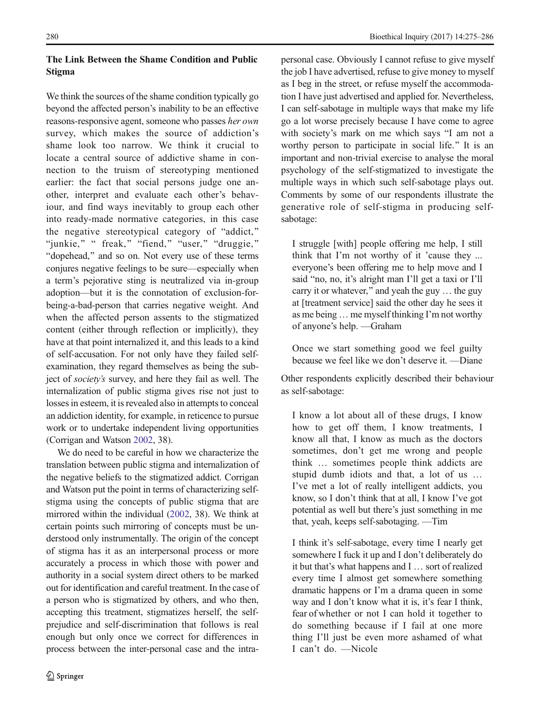## The Link Between the Shame Condition and Public Stigma

We think the sources of the shame condition typically go beyond the affected person's inability to be an effective reasons-responsive agent, someone who passes *her own* survey, which makes the source of addiction's shame look too narrow. We think it crucial to locate a central source of addictive shame in connection to the truism of stereotyping mentioned earlier: the fact that social persons judge one another, interpret and evaluate each other's behaviour, and find ways inevitably to group each other into ready-made normative categories, in this case the negative stereotypical category of "addict," "junkie," " freak," "fiend," "user," "druggie," "dopehead," and so on. Not every use of these terms conjures negative feelings to be sure—especially when a term's pejorative sting is neutralized via in-group adoption—but it is the connotation of exclusion-for-being-a-bad-person that carries negative weight. And when the affected person assents to the stigmatized content (either through reflection or implicitly), they have at that point internalized it, and this leads to a kind of self-accusation. For not only have they failed self-examination, they regard themselves as being the subject of *society's* survey, and here they fail as well. The internalization of public stigma gives rise not just to losses in esteem, it is revealed also in attempts to conceal an addiction identity, for example, in reticence to pursue work or to undertake independent living opportunities (Corrigan and Watson 2002, 38).

We do need to be careful in how we characterize the translation between public stigma and internalization of the negative beliefs to the stigmatized addict. Corrigan and Watson put the point in terms of characterizing self-stigma using the concepts of public stigma that are mirrored within the individual (2002, 38). We think at certain points such mirroring of concepts must be understood only instrumentally. The origin of the concept of stigma has it as an interpersonal process or more accurately a process in which those with power and authority in a social system direct others to be marked out for identification and careful treatment. In the case of a person who is stigmatized by others, and who then, accepting this treatment, stigmatizes herself, the self-prejudice and self-discrimination that follows is real enough but only once we correct for differences in process between the inter-personal case and the intra-personal case. Obviously I cannot refuse to give myself the job I have advertised, refuse to give money to myself as I beg in the street, or refuse myself the accommodation I have just advertised and applied for. Nevertheless, I can self-sabotage in multiple ways that make my life go a lot worse precisely because I have come to agree with society's mark on me which says "I am not a worthy person to participate in social life." It is an important and non-trivial exercise to analyse the moral psychology of the self-stigmatized to investigate the multiple ways in which such self-sabotage plays out. Comments by some of our respondents illustrate the generative role of self-stigma in producing self-sabotage:

> I struggle [with] people offering me help, I still think that I'm not worthy of it 'cause they ... everyone's been offering me to help move and I said "no, no, it's alright man I'll get a taxi or I'll carry it or whatever," and yeah the guy … the guy at [treatment service] said the other day he sees it as me being … me myself thinking I'm not worthy of anyone's help. —Graham

> Once we start something good we feel guilty because we feel like we don't deserve it. —Diane

Other respondents explicitly described their behaviour as self-sabotage:

> I know a lot about all of these drugs, I know how to get off them, I know treatments, I know all that, I know as much as the doctors sometimes, don't get me wrong and people think … sometimes people think addicts are stupid dumb idiots and that, a lot of us … I've met a lot of really intelligent addicts, you know, so I don't think that at all, I know I've got potential as well but there's just something in me that, yeah, keeps self-sabotaging. —Tim

> I think it's self-sabotage, every time I nearly get somewhere I fuck it up and I don't deliberately do it but that's what happens and I … sort of realized every time I almost get somewhere something dramatic happens or I'm a drama queen in some way and I don't know what it is, it's fear I think, fear of whether or not I can hold it together to do something because if I fail at one more thing I'll just be even more ashamed of what I can't do. —Nicole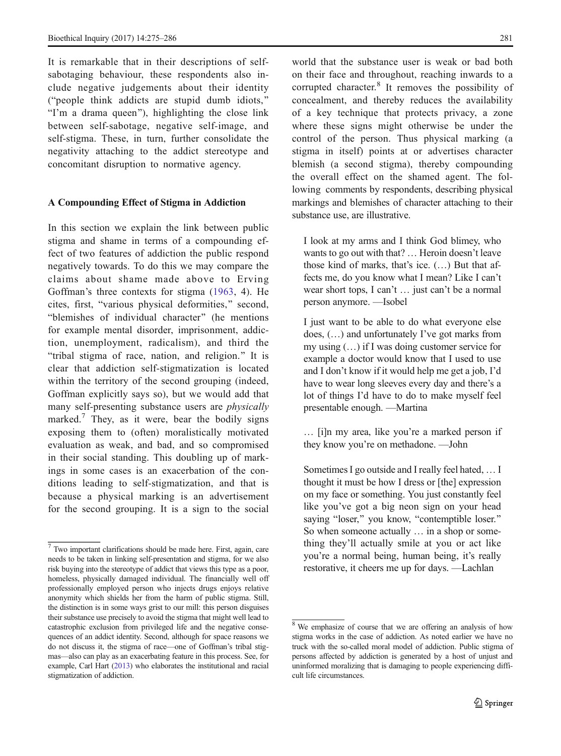It is remarkable that in their descriptions of self-sabotaging behaviour, these respondents also include negative judgements about their identity ("people think addicts are stupid dumb idiots," "I'm a drama queen"), highlighting the close link between self-sabotage, negative self-image, and self-stigma. These, in turn, further consolidate the negativity attaching to the addict stereotype and concomitant disruption to normative agency.

### A Compounding Effect of Stigma in Addiction

In this section we explain the link between public stigma and shame in terms of a compounding effect of two features of addiction the public respond negatively towards. To do this we may compare the claims about shame made above to Erving Goffman's three contexts for stigma (1963, 4). He cites, first, "various physical deformities," second, "blemishes of individual character" (he mentions for example mental disorder, imprisonment, addiction, unemployment, radicalism), and third the "tribal stigma of race, nation, and religion." It is clear that addiction self-stigmatization is located within the territory of the second grouping (indeed, Goffman explicitly says so), but we would add that many self-presenting substance users are *physically* marked.[7] They, as it were, bear the bodily signs exposing them to (often) moralistically motivated evaluation as weak, and bad, and so compromised in their social standing. This doubling up of markings in some cases is an exacerbation of the conditions leading to self-stigmatization, and that is because a physical marking is an advertisement for the second grouping. It is a sign to the social world that the substance user is weak or bad both on their face and throughout, reaching inwards to a corrupted character.[8] It removes the possibility of concealment, and thereby reduces the availability of a key technique that protects privacy, a zone where these signs might otherwise be under the control of the person. Thus physical marking (a stigma in itself) points at or advertises character blemish (a second stigma), thereby compounding the overall effect on the shamed agent. The following comments by respondents, describing physical markings and blemishes of character attaching to their substance use, are illustrative.

> I look at my arms and I think God blimey, who wants to go out with that? … Heroin doesn't leave those kind of marks, that's ice. (…) But that affects me, do you know what I mean? Like I can't wear short tops, I can't … just can't be a normal person anymore. —Isobel

> I just want to be able to do what everyone else does, (…) and unfortunately I've got marks from my using (…) if I was doing customer service for example a doctor would know that I used to use and I don't know if it would help me get a job, I'd have to wear long sleeves every day and there's a lot of things I'd have to do to make myself feel presentable enough. —Martina

> … [i]n my area, like you're a marked person if they know you're on methadone. —John

> Sometimes I go outside and I really feel hated, … I thought it must be how I dress or [the] expression on my face or something. You just constantly feel like you've got a big neon sign on your head saying "loser," you know, "contemptible loser." So when someone actually … in a shop or something they'll actually smile at you or act like you're a normal being, human being, it's really restorative, it cheers me up for days. —Lachlan

---

[7] Two important clarifications should be made here. First, again, care needs to be taken in linking self-presentation and stigma, for we also risk buying into the stereotype of addict that views this type as a poor, homeless, physically damaged individual. The financially well off professionally employed person who injects drugs enjoys relative anonymity which shields her from the harm of public stigma. Still, the distinction is in some ways grist to our mill: this person disguises their substance use precisely to avoid the stigma that might well lead to catastrophic exclusion from privileged life and the negative consequences of an addict identity. Second, although for space reasons we do not discuss it, the stigma of race—one of Goffman's tribal stigmas—also can play as an exacerbating feature in this process. See, for example, Carl Hart (2013) who elaborates the institutional and racial stigmatization of addiction.

[8] We emphasize of course that we are offering an analysis of how stigma works in the case of addiction. As noted earlier we have no truck with the so-called moral model of addiction. Public stigma of persons affected by addiction is generated by a host of unjust and uninformed moralizing that is damaging to people experiencing difficult life circumstances.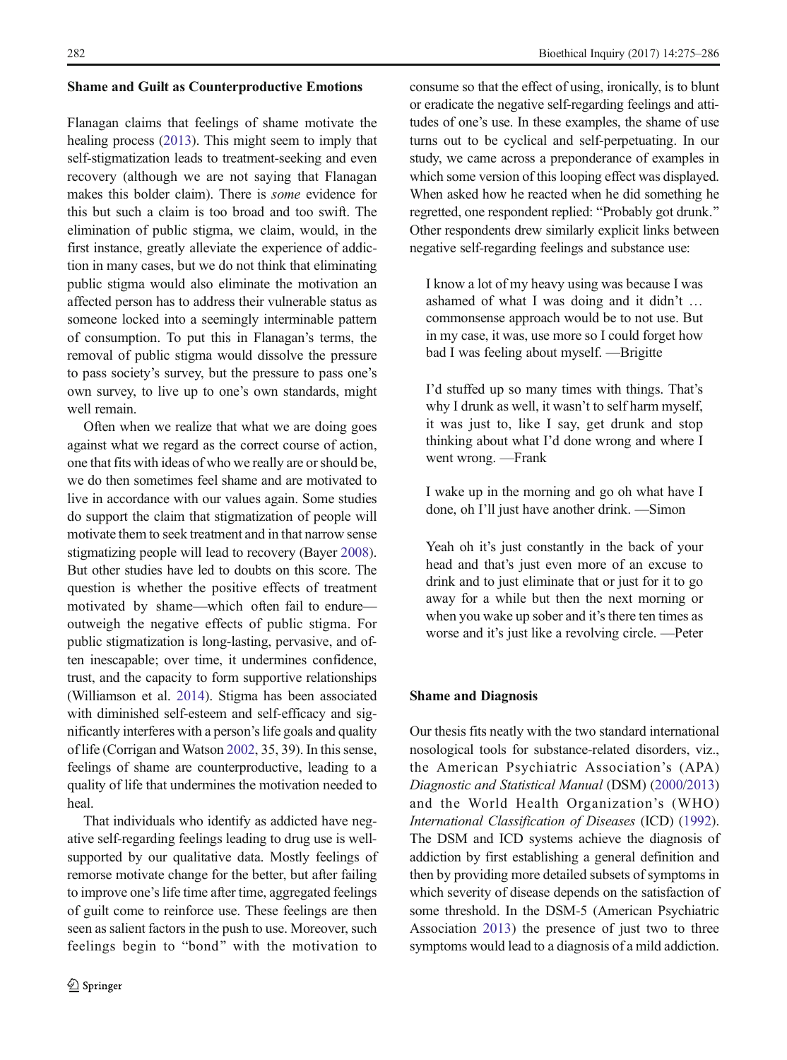## Shame and Guilt as Counterproductive Emotions

Flanagan claims that feelings of shame motivate the healing process (2013). This might seem to imply that self-stigmatization leads to treatment-seeking and even recovery (although we are not saying that Flanagan makes this bolder claim). There is *some* evidence for this but such a claim is too broad and too swift. The elimination of public stigma, we claim, would, in the first instance, greatly alleviate the experience of addiction in many cases, but we do not think that eliminating public stigma would also eliminate the motivation an affected person has to address their vulnerable status as someone locked into a seemingly interminable pattern of consumption. To put this in Flanagan's terms, the removal of public stigma would dissolve the pressure to pass society's survey, but the pressure to pass one's own survey, to live up to one's own standards, might well remain.

Often when we realize that what we are doing goes against what we regard as the correct course of action, one that fits with ideas of who we really are or should be, we do then sometimes feel shame and are motivated to live in accordance with our values again. Some studies do support the claim that stigmatization of people will motivate them to seek treatment and in that narrow sense stigmatizing people will lead to recovery (Bayer 2008). But other studies have led to doubts on this score. The question is whether the positive effects of treatment motivated by shame—which often fail to endure—outweigh the negative effects of public stigma. For public stigmatization is long-lasting, pervasive, and often inescapable; over time, it undermines confidence, trust, and the capacity to form supportive relationships (Williamson et al. 2014). Stigma has been associated with diminished self-esteem and self-efficacy and significantly interferes with a person's life goals and quality of life (Corrigan and Watson 2002, 35, 39). In this sense, feelings of shame are counterproductive, leading to a quality of life that undermines the motivation needed to heal.

That individuals who identify as addicted have negative self-regarding feelings leading to drug use is well-supported by our qualitative data. Mostly feelings of remorse motivate change for the better, but after failing to improve one's life time after time, aggregated feelings of guilt come to reinforce use. These feelings are then seen as salient factors in the push to use. Moreover, such feelings begin to "bond" with the motivation to consume so that the effect of using, ironically, is to blunt or eradicate the negative self-regarding feelings and attitudes of one's use. In these examples, the shame of use turns out to be cyclical and self-perpetuating. In our study, we came across a preponderance of examples in which some version of this looping effect was displayed. When asked how he reacted when he did something he regretted, one respondent replied: "Probably got drunk." Other respondents drew similarly explicit links between negative self-regarding feelings and substance use:

> I know a lot of my heavy using was because I was ashamed of what I was doing and it didn't … commonsense approach would be to not use. But in my case, it was, use more so I could forget how bad I was feeling about myself. —Brigitte

> I'd stuffed up so many times with things. That's why I drunk as well, it wasn't to self harm myself, it was just to, like I say, get drunk and stop thinking about what I'd done wrong and where I went wrong. —Frank

> I wake up in the morning and go oh what have I done, oh I'll just have another drink. —Simon

> Yeah oh it's just constantly in the back of your head and that's just even more of an excuse to drink and to just eliminate that or just for it to go away for a while but then the next morning or when you wake up sober and it's there ten times as worse and it's just like a revolving circle. —Peter

## Shame and Diagnosis

Our thesis fits neatly with the two standard international nosological tools for substance-related disorders, viz., the American Psychiatric Association's (APA) *Diagnostic and Statistical Manual* (DSM) (2000/2013) and the World Health Organization's (WHO) *International Classification of Diseases* (ICD) (1992). The DSM and ICD systems achieve the diagnosis of addiction by first establishing a general definition and then by providing more detailed subsets of symptoms in which severity of disease depends on the satisfaction of some threshold. In the DSM-5 (American Psychiatric Association 2013) the presence of just two to three symptoms would lead to a diagnosis of a mild addiction.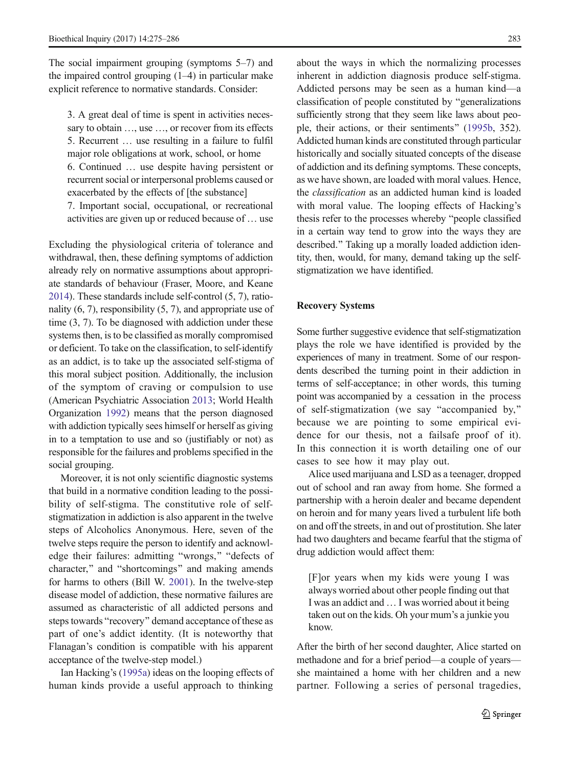The social impairment grouping (symptoms 5–7) and the impaired control grouping (1–4) in particular make explicit reference to normative standards. Consider:

> 3. A great deal of time is spent in activities necessary to obtain …, use …, or recover from its effects
> 5. Recurrent … use resulting in a failure to fulfil major role obligations at work, school, or home
> 6. Continued … use despite having persistent or recurrent social or interpersonal problems caused or exacerbated by the effects of [the substance]
> 7. Important social, occupational, or recreational activities are given up or reduced because of … use

Excluding the physiological criteria of tolerance and withdrawal, then, these defining symptoms of addiction already rely on normative assumptions about appropriate standards of behaviour (Fraser, Moore, and Keane 2014). These standards include self-control (5, 7), rationality (6, 7), responsibility (5, 7), and appropriate use of time (3, 7). To be diagnosed with addiction under these systems then, is to be classified as morally compromised or deficient. To take on the classification, to self-identify as an addict, is to take up the associated self-stigma of this moral subject position. Additionally, the inclusion of the symptom of craving or compulsion to use (American Psychiatric Association 2013; World Health Organization 1992) means that the person diagnosed with addiction typically sees himself or herself as giving in to a temptation to use and so (justifiably or not) as responsible for the failures and problems specified in the social grouping.

Moreover, it is not only scientific diagnostic systems that build in a normative condition leading to the possibility of self-stigma. The constitutive role of self-stigmatization in addiction is also apparent in the twelve steps of Alcoholics Anonymous. Here, seven of the twelve steps require the person to identify and acknowledge their failures: admitting "wrongs," "defects of character," and "shortcomings" and making amends for harms to others (Bill W. 2001). In the twelve-step disease model of addiction, these normative failures are assumed as characteristic of all addicted persons and steps towards "recovery" demand acceptance of these as part of one's addict identity. (It is noteworthy that Flanagan's condition is compatible with his apparent acceptance of the twelve-step model.)

Ian Hacking's (1995a) ideas on the looping effects of human kinds provide a useful approach to thinking about the ways in which the normalizing processes inherent in addiction diagnosis produce self-stigma. Addicted persons may be seen as a human kind—a classification of people constituted by "generalizations sufficiently strong that they seem like laws about people, their actions, or their sentiments" (1995b, 352). Addicted human kinds are constituted through particular historically and socially situated concepts of the disease of addiction and its defining symptoms. These concepts, as we have shown, are loaded with moral values. Hence, the *classification* as an addicted human kind is loaded with moral value. The looping effects of Hacking's thesis refer to the processes whereby "people classified in a certain way tend to grow into the ways they are described." Taking up a morally loaded addiction identity, then, would, for many, demand taking up the self-stigmatization we have identified.

### Recovery Systems

Some further suggestive evidence that self-stigmatization plays the role we have identified is provided by the experiences of many in treatment. Some of our respondents described the turning point in their addiction in terms of self-acceptance; in other words, this turning point was accompanied by a cessation in the process of self-stigmatization (we say "accompanied by," because we are pointing to some empirical evidence for our thesis, not a failsafe proof of it). In this connection it is worth detailing one of our cases to see how it may play out.

Alice used marijuana and LSD as a teenager, dropped out of school and ran away from home. She formed a partnership with a heroin dealer and became dependent on heroin and for many years lived a turbulent life both on and off the streets, in and out of prostitution. She later had two daughters and became fearful that the stigma of drug addiction would affect them:

> [F]or years when my kids were young I was always worried about other people finding out that I was an addict and … I was worried about it being taken out on the kids. Oh your mum's a junkie you know.

After the birth of her second daughter, Alice started on methadone and for a brief period—a couple of years—she maintained a home with her children and a new partner. Following a series of personal tragedies,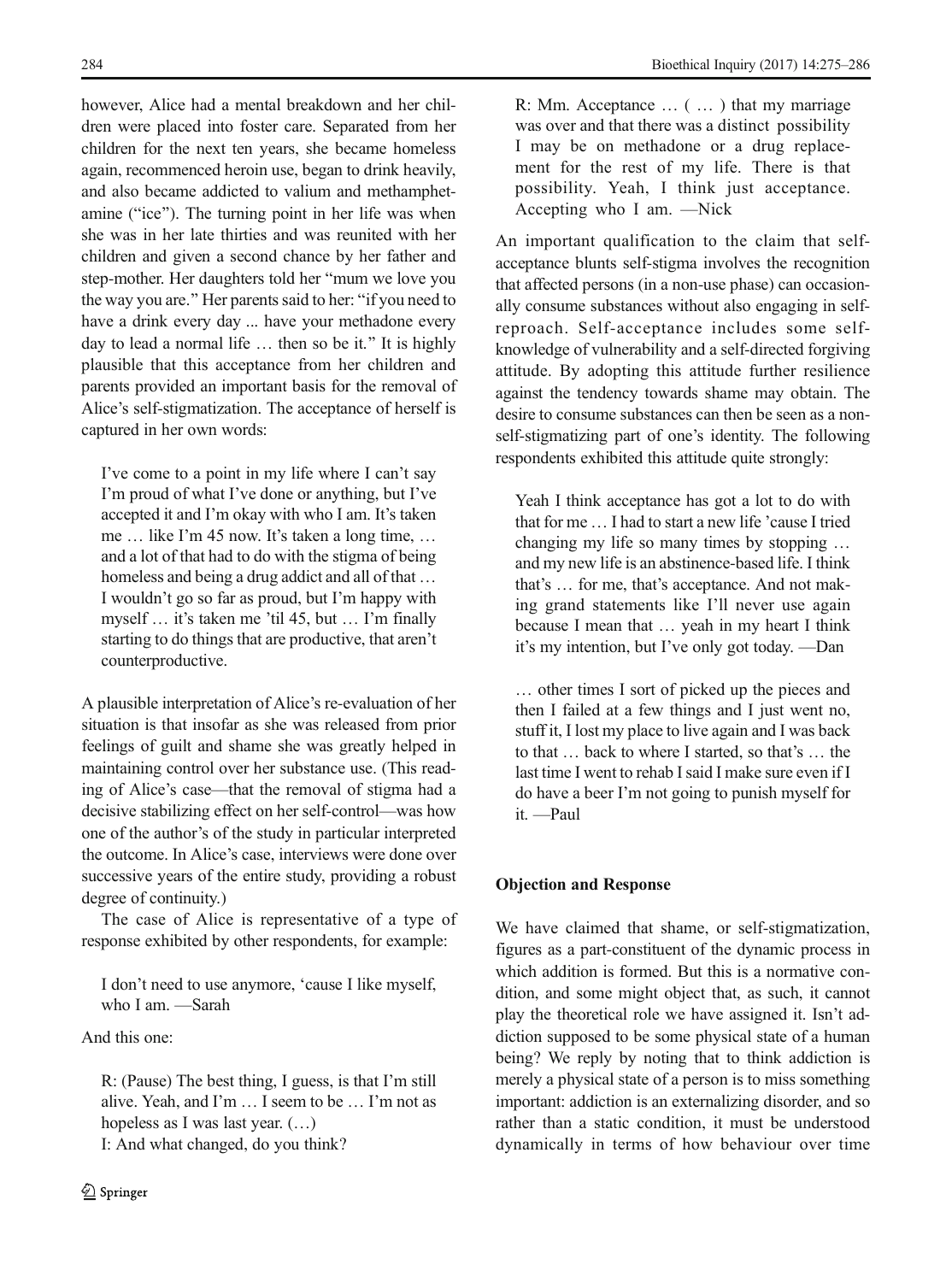however, Alice had a mental breakdown and her children were placed into foster care. Separated from her children for the next ten years, she became homeless again, recommenced heroin use, began to drink heavily, and also became addicted to valium and methamphetamine ("ice"). The turning point in her life was when she was in her late thirties and was reunited with her children and given a second chance by her father and step-mother. Her daughters told her "mum we love you the way you are." Her parents said to her: "if you need to have a drink every day ... have your methadone every day to lead a normal life … then so be it." It is highly plausible that this acceptance from her children and parents provided an important basis for the removal of Alice's self-stigmatization. The acceptance of herself is captured in her own words:

> I've come to a point in my life where I can't say I'm proud of what I've done or anything, but I've accepted it and I'm okay with who I am. It's taken me … like I'm 45 now. It's taken a long time, … and a lot of that had to do with the stigma of being homeless and being a drug addict and all of that … I wouldn't go so far as proud, but I'm happy with myself … it's taken me 'til 45, but … I'm finally starting to do things that are productive, that aren't counterproductive.

A plausible interpretation of Alice's re-evaluation of her situation is that insofar as she was released from prior feelings of guilt and shame she was greatly helped in maintaining control over her substance use. (This reading of Alice's case—that the removal of stigma had a decisive stabilizing effect on her self-control—was how one of the author's of the study in particular interpreted the outcome. In Alice's case, interviews were done over successive years of the entire study, providing a robust degree of continuity.)

The case of Alice is representative of a type of response exhibited by other respondents, for example:

> I don't need to use anymore, 'cause I like myself, who I am. —Sarah

And this one:

> R: (Pause) The best thing, I guess, is that I'm still alive. Yeah, and I'm … I seem to be … I'm not as hopeless as I was last year. (…)
>
> I: And what changed, do you think?
>
> R: Mm. Acceptance … ( … ) that my marriage was over and that there was a distinct possibility I may be on methadone or a drug replacement for the rest of my life. There is that possibility. Yeah, I think just acceptance. Accepting who I am. —Nick

An important qualification to the claim that self-acceptance blunts self-stigma involves the recognition that affected persons (in a non-use phase) can occasionally consume substances without also engaging in self-reproach. Self-acceptance includes some self-knowledge of vulnerability and a self-directed forgiving attitude. By adopting this attitude further resilience against the tendency towards shame may obtain. The desire to consume substances can then be seen as a non-self-stigmatizing part of one's identity. The following respondents exhibited this attitude quite strongly:

> Yeah I think acceptance has got a lot to do with that for me … I had to start a new life 'cause I tried changing my life so many times by stopping … and my new life is an abstinence-based life. I think that's … for me, that's acceptance. And not making grand statements like I'll never use again because I mean that … yeah in my heart I think it's my intention, but I've only got today. —Dan

> … other times I sort of picked up the pieces and then I failed at a few things and I just went no, stuff it, I lost my place to live again and I was back to that … back to where I started, so that's … the last time I went to rehab I said I make sure even if I do have a beer I'm not going to punish myself for it. —Paul

## Objection and Response

We have claimed that shame, or self-stigmatization, figures as a part-constituent of the dynamic process in which addition is formed. But this is a normative condition, and some might object that, as such, it cannot play the theoretical role we have assigned it. Isn't addiction supposed to be some physical state of a human being? We reply by noting that to think addiction is merely a physical state of a person is to miss something important: addiction is an externalizing disorder, and so rather than a static condition, it must be understood dynamically in terms of how behaviour over time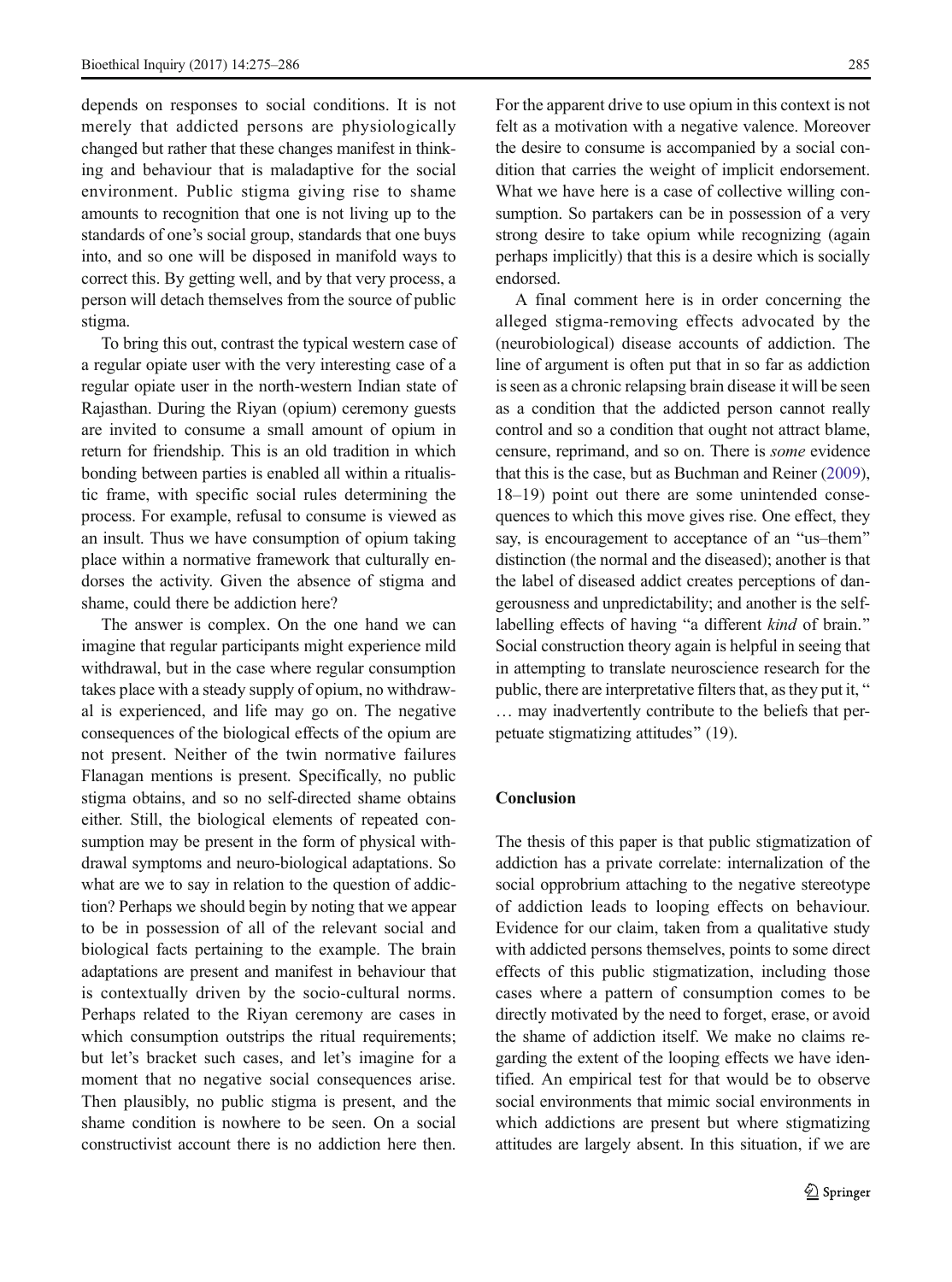depends on responses to social conditions. It is not merely that addicted persons are physiologically changed but rather that these changes manifest in thinking and behaviour that is maladaptive for the social environment. Public stigma giving rise to shame amounts to recognition that one is not living up to the standards of one's social group, standards that one buys into, and so one will be disposed in manifold ways to correct this. By getting well, and by that very process, a person will detach themselves from the source of public stigma.

To bring this out, contrast the typical western case of a regular opiate user with the very interesting case of a regular opiate user in the north-western Indian state of Rajasthan. During the Riyan (opium) ceremony guests are invited to consume a small amount of opium in return for friendship. This is an old tradition in which bonding between parties is enabled all within a ritualistic frame, with specific social rules determining the process. For example, refusal to consume is viewed as an insult. Thus we have consumption of opium taking place within a normative framework that culturally endorses the activity. Given the absence of stigma and shame, could there be addiction here?

The answer is complex. On the one hand we can imagine that regular participants might experience mild withdrawal, but in the case where regular consumption takes place with a steady supply of opium, no withdrawal is experienced, and life may go on. The negative consequences of the biological effects of the opium are not present. Neither of the twin normative failures Flanagan mentions is present. Specifically, no public stigma obtains, and so no self-directed shame obtains either. Still, the biological elements of repeated consumption may be present in the form of physical withdrawal symptoms and neuro-biological adaptations. So what are we to say in relation to the question of addiction? Perhaps we should begin by noting that we appear to be in possession of all of the relevant social and biological facts pertaining to the example. The brain adaptations are present and manifest in behaviour that is contextually driven by the socio-cultural norms. Perhaps related to the Riyan ceremony are cases in which consumption outstrips the ritual requirements; but let's bracket such cases, and let's imagine for a moment that no negative social consequences arise. Then plausibly, no public stigma is present, and the shame condition is nowhere to be seen. On a social constructivist account there is no addiction here then. For the apparent drive to use opium in this context is not felt as a motivation with a negative valence. Moreover the desire to consume is accompanied by a social condition that carries the weight of implicit endorsement. What we have here is a case of collective willing consumption. So partakers can be in possession of a very strong desire to take opium while recognizing (again perhaps implicitly) that this is a desire which is socially endorsed.

A final comment here is in order concerning the alleged stigma-removing effects advocated by the (neurobiological) disease accounts of addiction. The line of argument is often put that in so far as addiction is seen as a chronic relapsing brain disease it will be seen as a condition that the addicted person cannot really control and so a condition that ought not attract blame, censure, reprimand, and so on. There is *some* evidence that this is the case, but as Buchman and Reiner (2009), 18–19) point out there are some unintended consequences to which this move gives rise. One effect, they say, is encouragement to acceptance of an "us–them" distinction (the normal and the diseased); another is that the label of diseased addict creates perceptions of dangerousness and unpredictability; and another is the self-labelling effects of having "a different *kind* of brain." Social construction theory again is helpful in seeing that in attempting to translate neuroscience research for the public, there are interpretative filters that, as they put it, " … may inadvertently contribute to the beliefs that perpetuate stigmatizing attitudes" (19).

## Conclusion

The thesis of this paper is that public stigmatization of addiction has a private correlate: internalization of the social opprobrium attaching to the negative stereotype of addiction leads to looping effects on behaviour. Evidence for our claim, taken from a qualitative study with addicted persons themselves, points to some direct effects of this public stigmatization, including those cases where a pattern of consumption comes to be directly motivated by the need to forget, erase, or avoid the shame of addiction itself. We make no claims regarding the extent of the looping effects we have identified. An empirical test for that would be to observe social environments that mimic social environments in which addictions are present but where stigmatizing attitudes are largely absent. In this situation, if we are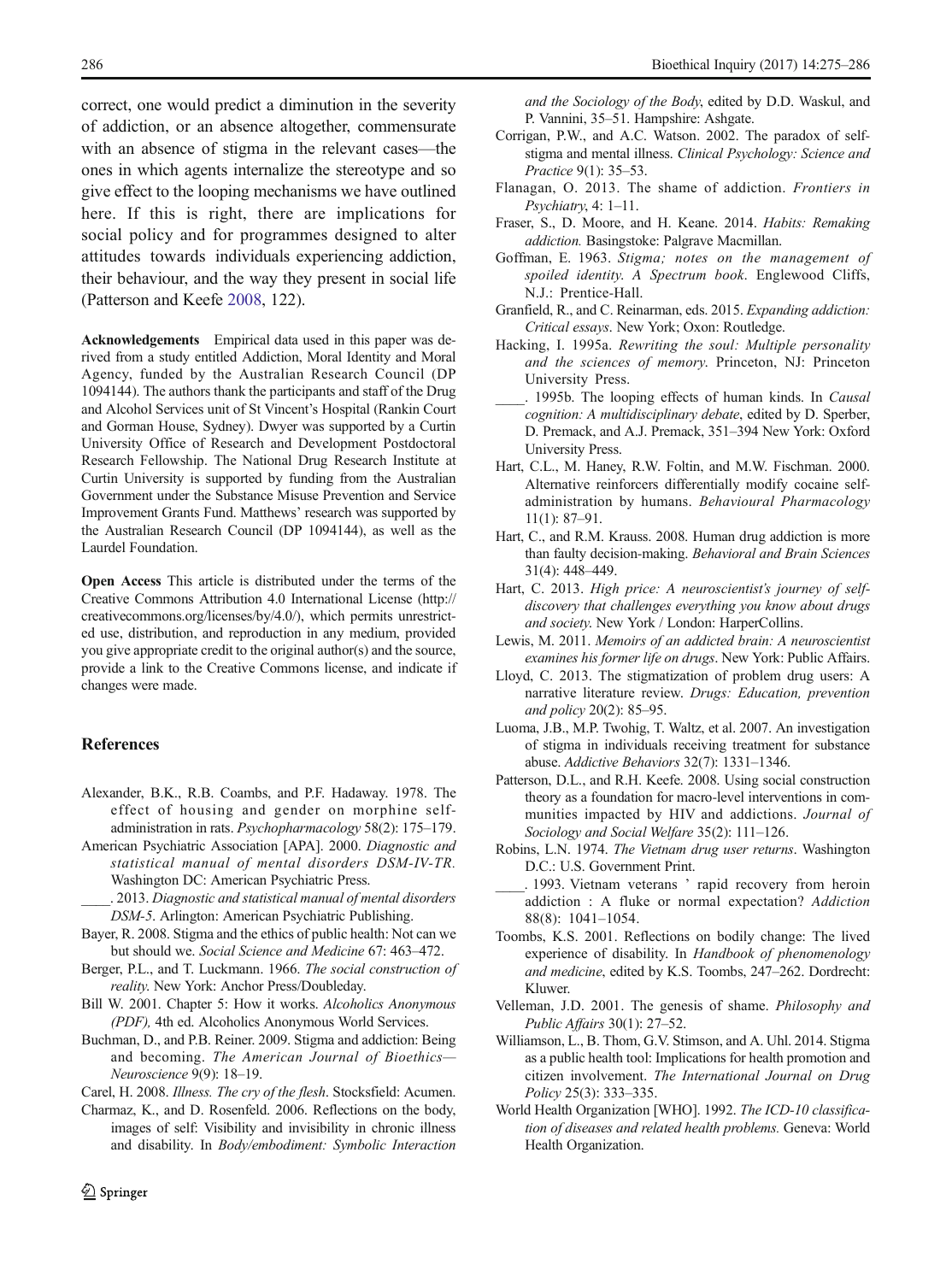correct, one would predict a diminution in the severity of addiction, or an absence altogether, commensurate with an absence of stigma in the relevant cases—the ones in which agents internalize the stereotype and so give effect to the looping mechanisms we have outlined here. If this is right, there are implications for social policy and for programmes designed to alter attitudes towards individuals experiencing addiction, their behaviour, and the way they present in social life (Patterson and Keefe 2008, 122).

**Acknowledgements** Empirical data used in this paper was derived from a study entitled Addiction, Moral Identity and Moral Agency, funded by the Australian Research Council (DP 1094144). The authors thank the participants and staff of the Drug and Alcohol Services unit of St Vincent's Hospital (Rankin Court and Gorman House, Sydney). Dwyer was supported by a Curtin University Office of Research and Development Postdoctoral Research Fellowship. The National Drug Research Institute at Curtin University is supported by funding from the Australian Government under the Substance Misuse Prevention and Service Improvement Grants Fund. Matthews' research was supported by the Australian Research Council (DP 1094144), as well as the Laurdel Foundation.

**Open Access** This article is distributed under the terms of the Creative Commons Attribution 4.0 International License (http://creativecommons.org/licenses/by/4.0/), which permits unrestricted use, distribution, and reproduction in any medium, provided you give appropriate credit to the original author(s) and the source, provide a link to the Creative Commons license, and indicate if changes were made.

## References

Alexander, B.K., R.B. Coambs, and P.F. Hadaway. 1978. The effect of housing and gender on morphine self-administration in rats. *Psychopharmacology* 58(2): 175–179.

American Psychiatric Association [APA]. 2000. *Diagnostic and statistical manual of mental disorders DSM-IV-TR.* Washington DC: American Psychiatric Press.

____. 2013. *Diagnostic and statistical manual of mental disorders DSM-5*. Arlington: American Psychiatric Publishing.

Bayer, R. 2008. Stigma and the ethics of public health: Not can we but should we. *Social Science and Medicine* 67: 463–472.

Berger, P.L., and T. Luckmann. 1966. *The social construction of reality*. New York: Anchor Press/Doubleday.

Bill W. 2001. Chapter 5: How it works. *Alcoholics Anonymous (PDF),* 4th ed. Alcoholics Anonymous World Services.

Buchman, D., and P.B. Reiner. 2009. Stigma and addiction: Being and becoming. *The American Journal of Bioethics—Neuroscience* 9(9): 18–19.

Carel, H. 2008. *Illness. The cry of the flesh*. Stocksfield: Acumen.

Charmaz, K., and D. Rosenfeld. 2006. Reflections on the body, images of self: Visibility and invisibility in chronic illness and disability. In *Body/embodiment: Symbolic Interaction and the Sociology of the Body*, edited by D.D. Waskul, and P. Vannini, 35–51. Hampshire: Ashgate.

Corrigan, P.W., and A.C. Watson. 2002. The paradox of self-stigma and mental illness. *Clinical Psychology: Science and Practice* 9(1): 35–53.

Flanagan, O. 2013. The shame of addiction. *Frontiers in Psychiatry*, 4: 1–11.

Fraser, S., D. Moore, and H. Keane. 2014. *Habits: Remaking addiction.* Basingstoke: Palgrave Macmillan.

Goffman, E. 1963. *Stigma; notes on the management of spoiled identity. A Spectrum book*. Englewood Cliffs, N.J.: Prentice-Hall.

Granfield, R., and C. Reinarman, eds. 2015. *Expanding addiction: Critical essays*. New York; Oxon: Routledge.

Hacking, I. 1995a. *Rewriting the soul: Multiple personality and the sciences of memory*. Princeton, NJ: Princeton University Press.

____. 1995b. The looping effects of human kinds. In *Causal cognition: A multidisciplinary debate*, edited by D. Sperber, D. Premack, and A.J. Premack, 351–394 New York: Oxford University Press.

Hart, C.L., M. Haney, R.W. Foltin, and M.W. Fischman. 2000. Alternative reinforcers differentially modify cocaine self-administration by humans. *Behavioural Pharmacology* 11(1): 87–91.

Hart, C., and R.M. Krauss. 2008. Human drug addiction is more than faulty decision-making. *Behavioral and Brain Sciences* 31(4): 448–449.

Hart, C. 2013. *High price: A neuroscientist's journey of self-discovery that challenges everything you know about drugs and society*. New York / London: HarperCollins.

Lewis, M. 2011. *Memoirs of an addicted brain: A neuroscientist examines his former life on drugs*. New York: Public Affairs.

Lloyd, C. 2013. The stigmatization of problem drug users: A narrative literature review. *Drugs: Education, prevention and policy* 20(2): 85–95.

Luoma, J.B., M.P. Twohig, T. Waltz, et al. 2007. An investigation of stigma in individuals receiving treatment for substance abuse. *Addictive Behaviors* 32(7): 1331–1346.

Patterson, D.L., and R.H. Keefe. 2008. Using social construction theory as a foundation for macro-level interventions in communities impacted by HIV and addictions. *Journal of Sociology and Social Welfare* 35(2): 111–126.

Robins, L.N. 1974. *The Vietnam drug user returns*. Washington D.C.: U.S. Government Print.

____. 1993. Vietnam veterans ' rapid recovery from heroin addiction : A fluke or normal expectation? *Addiction* 88(8): 1041–1054.

Toombs, K.S. 2001. Reflections on bodily change: The lived experience of disability. In *Handbook of phenomenology and medicine*, edited by K.S. Toombs, 247–262. Dordrecht: Kluwer.

Velleman, J.D. 2001. The genesis of shame. *Philosophy and Public Affairs* 30(1): 27–52.

Williamson, L., B. Thom, G.V. Stimson, and A. Uhl. 2014. Stigma as a public health tool: Implications for health promotion and citizen involvement. *The International Journal on Drug Policy* 25(3): 333–335.

World Health Organization [WHO]. 1992. *The ICD-10 classification of diseases and related health problems.* Geneva: World Health Organization.